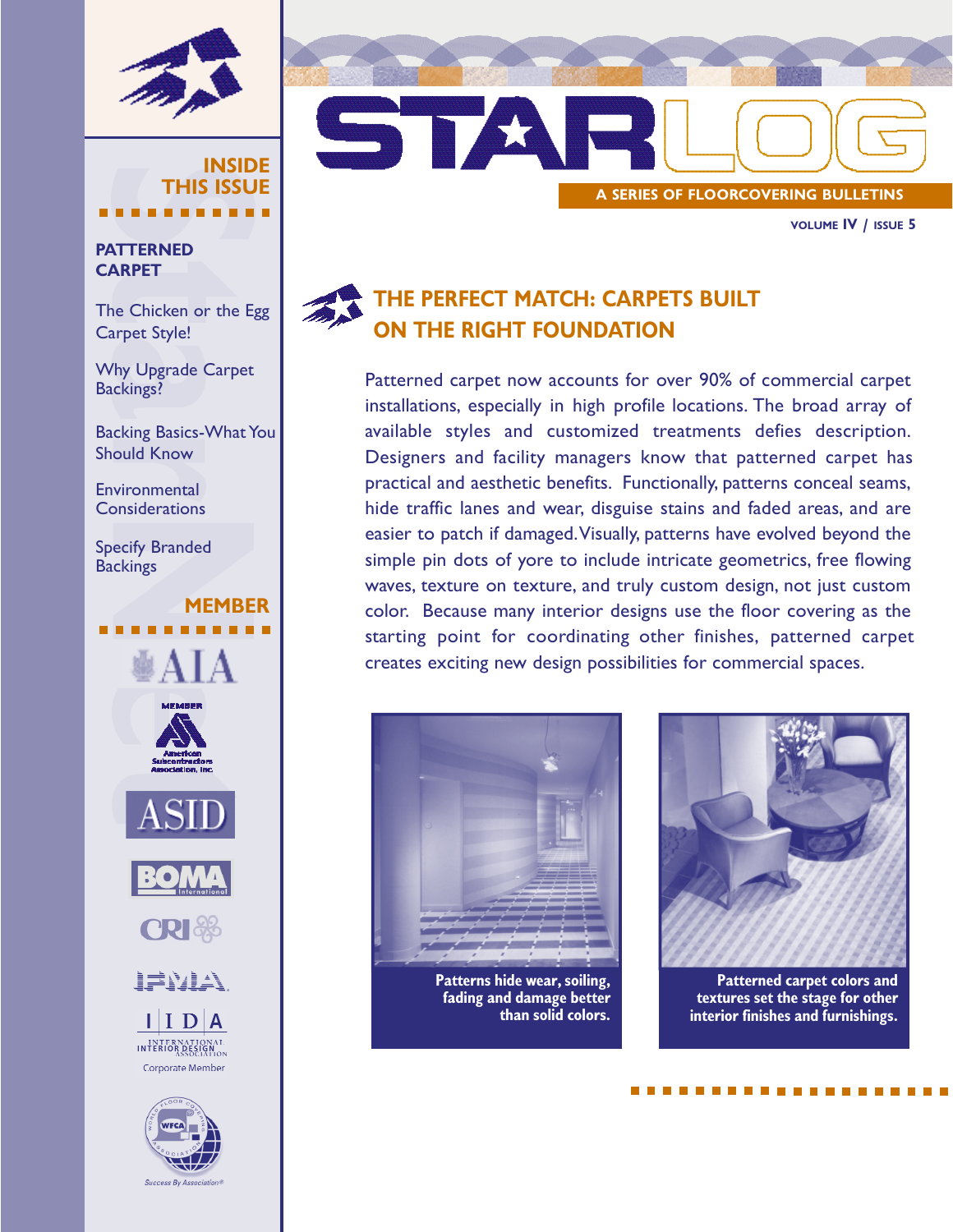# STARLOG

**A SERIES OF FLOORCOVERING BULLETINS**

VOLUME IV / ISSUE 5

## INSIDE THIS ISSUE

**PATTERNED CARPET**

The Chicken or the Egg Carpet Style!

Why Upgrade Carpet Backings?

Backing Basics-What You Should Know

Environmental Considerations

Specify Branded Backings

## MEMBER

AIA

American Subcontractors Association, Inc

ASID

BOMA International

CRI

IFMA

IIDA International Interior Design Association Corporate Member

WFCA World Floor Covering Association — Success By Association®

## THE PERFECT MATCH: CARPETS BUILT ON THE RIGHT FOUNDATION

Patterned carpet now accounts for over 90% of commercial carpet installations, especially in high profile locations. The broad array of available styles and customized treatments defies description. Designers and facility managers know that patterned carpet has practical and aesthetic benefits. Functionally, patterns conceal seams, hide traffic lanes and wear, disguise stains and faded areas, and are easier to patch if damaged. Visually, patterns have evolved beyond the simple pin dots of yore to include intricate geometrics, free flowing waves, texture on texture, and truly custom design, not just custom color. Because many interior designs use the floor covering as the starting point for coordinating other finishes, patterned carpet creates exciting new design possibilities for commercial spaces.

Patterns hide wear, soiling, fading and damage better than solid colors.

Patterned carpet colors and textures set the stage for other interior finishes and furnishings.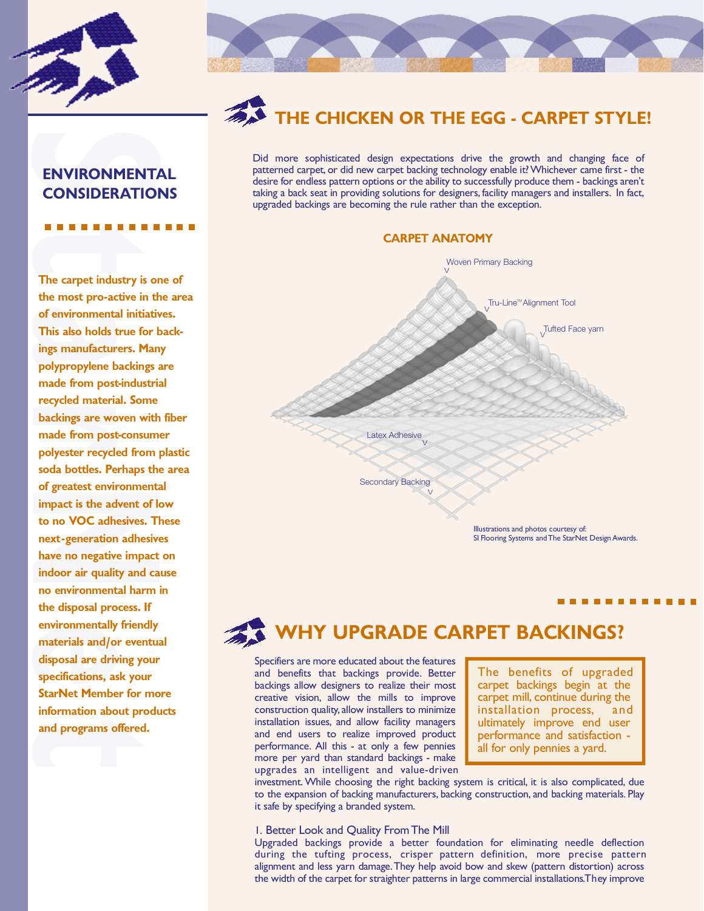## ENVIRONMENTAL CONSIDERATIONS

**The carpet industry is one of the most pro-active in the area of environmental initiatives. This also holds true for backings manufacturers. Many polypropylene backings are made from post-industrial recycled material. Some backings are woven with fiber made from post-consumer polyester recycled from plastic soda bottles. Perhaps the area of greatest environmental impact is the advent of low to no VOC adhesives. These next-generation adhesives have no negative impact on indoor air quality and cause no environmental harm in the disposal process. If environmentally friendly materials and/or eventual disposal are driving your specifications, ask your StarNet Member for more information about products and programs offered.**

## THE CHICKEN OR THE EGG - CARPET STYLE!

Did more sophisticated design expectations drive the growth and changing face of patterned carpet, or did new carpet backing technology enable it? Whichever came first - the desire for endless pattern options or the ability to successfully produce them - backings aren't taking a back seat in providing solutions for designers, facility managers and installers. In fact, upgraded backings are becoming the rule rather than the exception.

### CARPET ANATOMY

Woven Primary Backing

Tru-Line™ Alignment Tool

Tufted Face yarn

Latex Adhesive

Secondary Backing

Illustrations and photos courtesy of:
SI Flooring Systems and The StarNet Design Awards.

## WHY UPGRADE CARPET BACKINGS?

> The benefits of upgraded carpet backings begin at the carpet mill, continue during the installation process, and ultimately improve end user performance and satisfaction - all for only pennies a yard.

Specifiers are more educated about the features and benefits that backings provide. Better backings allow designers to realize their most creative vision, allow the mills to improve construction quality, allow installers to minimize installation issues, and allow facility managers and end users to realize improved product performance. All this - at only a few pennies more per yard than standard backings - make upgrades an intelligent and value-driven investment. While choosing the right backing system is critical, it is also complicated, due to the expansion of backing manufacturers, backing construction, and backing materials. Play it safe by specifying a branded system.

1. Better Look and Quality From The Mill
Upgraded backings provide a better foundation for eliminating needle deflection during the tufting process, crisper pattern definition, more precise pattern alignment and less yarn damage. They help avoid bow and skew (pattern distortion) across the width of the carpet for straighter patterns in large commercial installations. They improve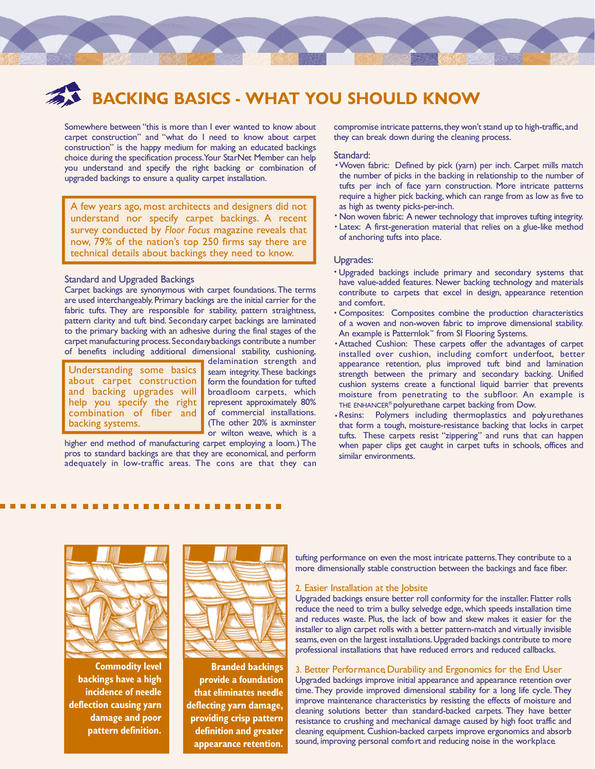# BACKING BASICS - WHAT YOU SHOULD KNOW

Somewhere between "this is more than I ever wanted to know about carpet construction" and "what do I need to know about carpet construction" is the happy medium for making an educated backings choice during the specification process. Your StarNet Member can help you understand and specify the right backing or combination of upgraded backings to ensure a quality carpet installation.

> A few years ago, most architects and designers did not understand nor specify carpet backings. A recent survey conducted by *Floor Focus* magazine reveals that now, 79% of the nation's top 250 firms say there are technical details about backings they need to know.

### Standard and Upgraded Backings

Carpet backings are synonymous with carpet foundations. The terms are used interchangeably. Primary backings are the initial carrier for the fabric tufts. They are responsible for stability, pattern straightness, pattern clarity and tuft bind. Secondary carpet backings are laminated to the primary backing with an adhesive during the final stages of the carpet manufacturing process. Secondary backings contribute a number of benefits including additional dimensional stability, cushioning, delamination strength and seam integrity. These backings form the foundation for tufted broadloom carpets, which represent approximately 80% of commercial installations. (The other 20% is axminster or wilton weave, which is a higher end method of manufacturing carpet employing a loom.) The pros to standard backings are that they are economical, and perform adequately in low-traffic areas. The cons are that they can compromise intricate patterns, they won't stand up to high-traffic, and they can break down during the cleaning process.

> Understanding some basics about carpet construction and backing upgrades will help you specify the right combination of fiber and backing systems.

### Standard:

- Woven fabric: Defined by pick (yarn) per inch. Carpet mills match the number of picks in the backing in relationship to the number of tufts per inch of face yarn construction. More intricate patterns require a higher pick backing, which can range from as low as five to as high as twenty picks-per-inch.
- Non woven fabric: A newer technology that improves tufting integrity.
- Latex: A first-generation material that relies on a glue-like method of anchoring tufts into place.

### Upgrades:

- Upgraded backings include primary and secondary systems that have value-added features. Newer backing technology and materials contribute to carpets that excel in design, appearance retention and comfort.
- Composites: Composites combine the production characteristics of a woven and non-woven fabric to improve dimensional stability. An example is Patternlok™ from SI Flooring Systems.
- Attached Cushion: These carpets offer the advantages of carpet installed over cushion, including comfort underfoot, better appearance retention, plus improved tuft bind and lamination strength between the primary and secondary backing. Unified cushion systems create a functional liquid barrier that prevents moisture from penetrating to the subfloor. An example is THE ENHANCER® polyurethane carpet backing from Dow.
- Resins: Polymers including thermoplastics and polyurethanes that form a tough, moisture-resistance backing that locks in carpet tufts. These carpets resist "zippering" and runs that can happen when paper clips get caught in carpet tufts in schools, offices and similar environments.

---

**Commodity level backings have a high incidence of needle deflection causing yarn damage and poor pattern definition.**

**Branded backings provide a foundation that eliminates needle deflecting yarn damage, providing crisp pattern definition and greater appearance retention.**

tufting performance on even the most intricate patterns. They contribute to a more dimensionally stable construction between the backings and face fiber.

### 2. Easier Installation at the Jobsite

Upgraded backings ensure better roll conformity for the installer. Flatter rolls reduce the need to trim a bulky selvedge edge, which speeds installation time and reduces waste. Plus, the lack of bow and skew makes it easier for the installer to align carpet rolls with a better pattern-match and virtually invisible seams, even on the largest installations. Upgraded backings contribute to more professional installations that have reduced errors and reduced callbacks.

### 3. Better Performance, Durability and Ergonomics for the End User

Upgraded backings improve initial appearance and appearance retention over time. They provide improved dimensional stability for a long life cycle. They improve maintenance characteristics by resisting the effects of moisture and cleaning solutions better than standard-backed carpets. They have better resistance to crushing and mechanical damage caused by high foot traffic and cleaning equipment. Cushion-backed carpets improve ergonomics and absorb sound, improving personal comfort and reducing noise in the workplace.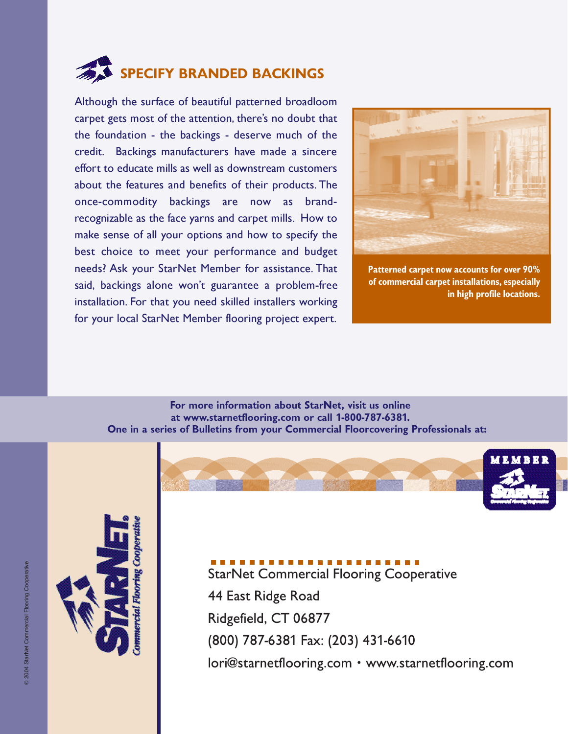## SPECIFY BRANDED BACKINGS

Although the surface of beautiful patterned broadloom carpet gets most of the attention, there's no doubt that the foundation - the backings - deserve much of the credit. Backings manufacturers have made a sincere effort to educate mills as well as downstream customers about the features and benefits of their products. The once-commodity backings are now as brand-recognizable as the face yarns and carpet mills. How to make sense of all your options and how to specify the best choice to meet your performance and budget needs? Ask your StarNet Member for assistance. That said, backings alone won't guarantee a problem-free installation. For that you need skilled installers working for your local StarNet Member flooring project expert.

**Patterned carpet now accounts for over 90% of commercial carpet installations, especially in high profile locations.**

**For more information about StarNet, visit us online at www.starnetflooring.com or call 1-800-787-6381. One in a series of Bulletins from your Commercial Floorcovering Professionals at:**

MEMBER StarNet

StarNet® Commercial Flooring Cooperative

StarNet Commercial Flooring Cooperative
44 East Ridge Road
Ridgefield, CT 06877
(800) 787-6381 Fax: (203) 431-6610
lori@starnetflooring.com • www.starnetflooring.com

© 2004 StarNet Commercial Flooring Cooperative